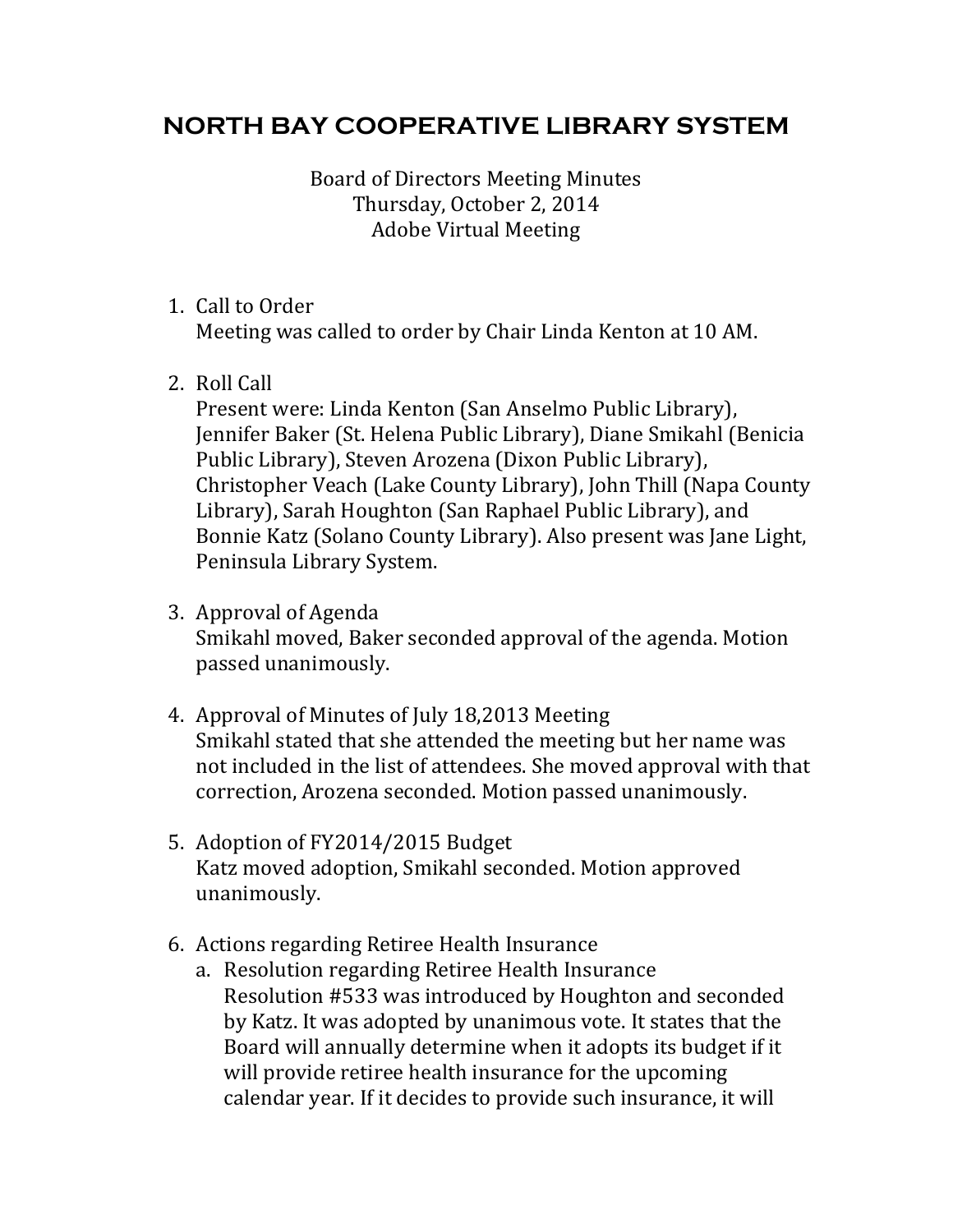# NORTH BAY COOPERATIVE LIBRARY SYSTEM

Board of Directors Meeting Minutes
Thursday, October 2, 2014
Adobe Virtual Meeting

1. Call to Order
   Meeting was called to order by Chair Linda Kenton at 10 AM.

2. Roll Call
   Present were: Linda Kenton (San Anselmo Public Library), Jennifer Baker (St. Helena Public Library), Diane Smikahl (Benicia Public Library), Steven Arozena (Dixon Public Library), Christopher Veach (Lake County Library), John Thill (Napa County Library), Sarah Houghton (San Raphael Public Library), and Bonnie Katz (Solano County Library). Also present was Jane Light, Peninsula Library System.

3. Approval of Agenda
   Smikahl moved, Baker seconded approval of the agenda. Motion passed unanimously.

4. Approval of Minutes of July 18,2013 Meeting
   Smikahl stated that she attended the meeting but her name was not included in the list of attendees. She moved approval with that correction, Arozena seconded. Motion passed unanimously.

5. Adoption of FY2014/2015 Budget
   Katz moved adoption, Smikahl seconded. Motion approved unanimously.

6. Actions regarding Retiree Health Insurance
   a. Resolution regarding Retiree Health Insurance
      Resolution #533 was introduced by Houghton and seconded by Katz. It was adopted by unanimous vote. It states that the Board will annually determine when it adopts its budget if it will provide retiree health insurance for the upcoming calendar year. If it decides to provide such insurance, it will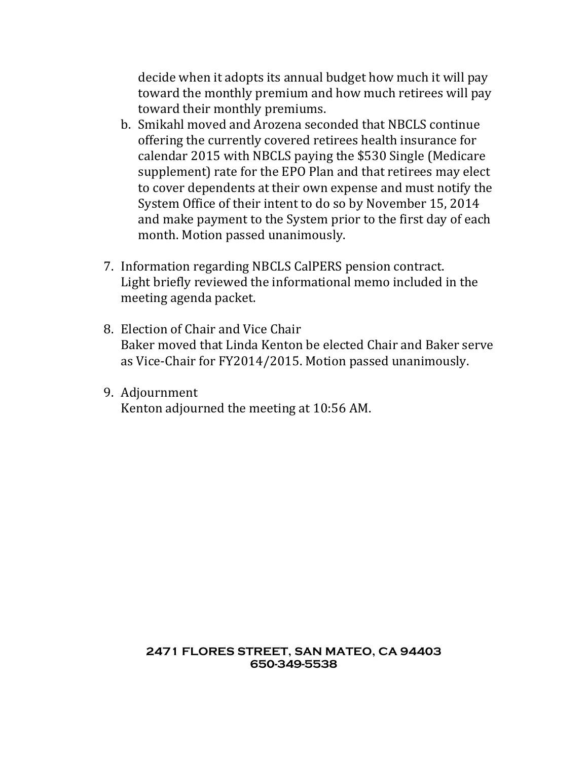decide when it adopts its annual budget how much it will pay toward the monthly premium and how much retirees will pay toward their monthly premiums.

b. Smikahl moved and Arozena seconded that NBCLS continue offering the currently covered retirees health insurance for calendar 2015 with NBCLS paying the $530 Single (Medicare supplement) rate for the EPO Plan and that retirees may elect to cover dependents at their own expense and must notify the System Office of their intent to do so by November 15, 2014 and make payment to the System prior to the first day of each month. Motion passed unanimously.

7. Information regarding NBCLS CalPERS pension contract.
   Light briefly reviewed the informational memo included in the meeting agenda packet.

8. Election of Chair and Vice Chair
   Baker moved that Linda Kenton be elected Chair and Baker serve as Vice-Chair for FY2014/2015. Motion passed unanimously.

9. Adjournment
   Kenton adjourned the meeting at 10:56 AM.

**2471 FLORES STREET, SAN MATEO, CA 94403**
**650-349-5538**